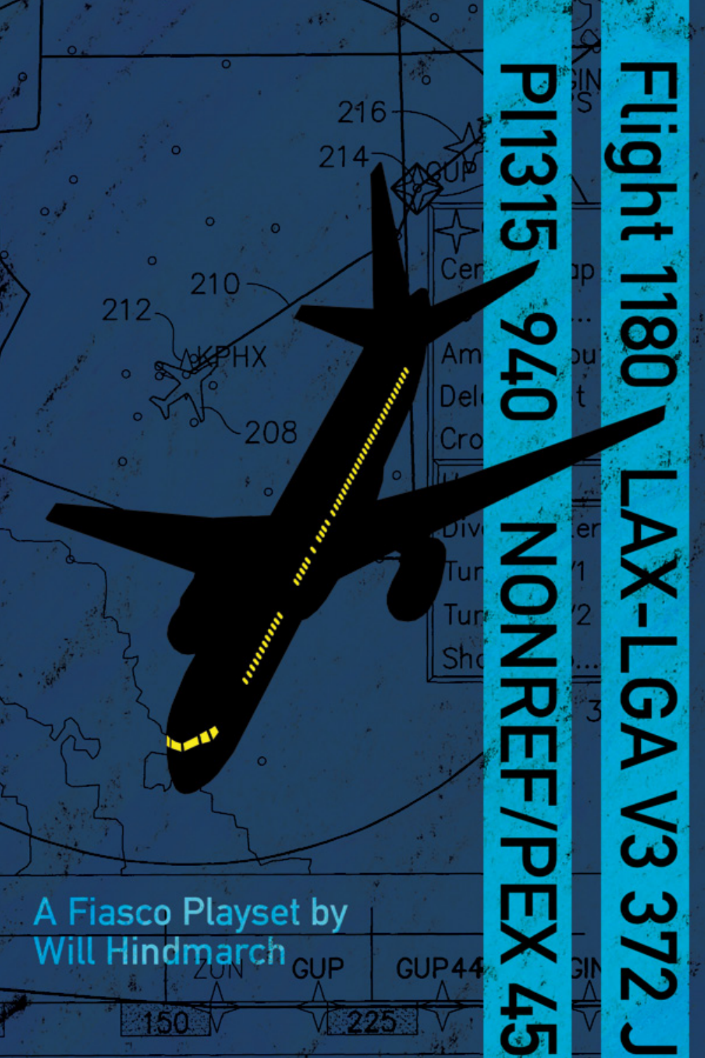# Flight 1180 LAX-LGA V3 372 J

PI1315 940 NONREF/PEX 45

A Fiasco Playset by
Will Hindmarch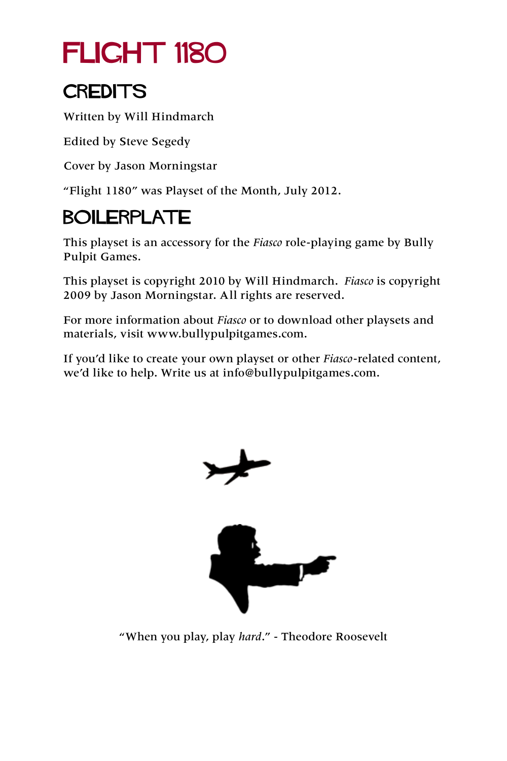# FLIGHT 1180

## CREDITS

Written by Will Hindmarch

Edited by Steve Segedy

Cover by Jason Morningstar

"Flight 1180" was Playset of the Month, July 2012.

## BOILERPLATE

This playset is an accessory for the *Fiasco* role-playing game by Bully Pulpit Games.

This playset is copyright 2010 by Will Hindmarch. *Fiasco* is copyright 2009 by Jason Morningstar. All rights are reserved.

For more information about *Fiasco* or to download other playsets and materials, visit www.bullypulpitgames.com.

If you'd like to create your own playset or other *Fiasco*-related content, we'd like to help. Write us at info@bullypulpitgames.com.

"When you play, play *hard*." - Theodore Roosevelt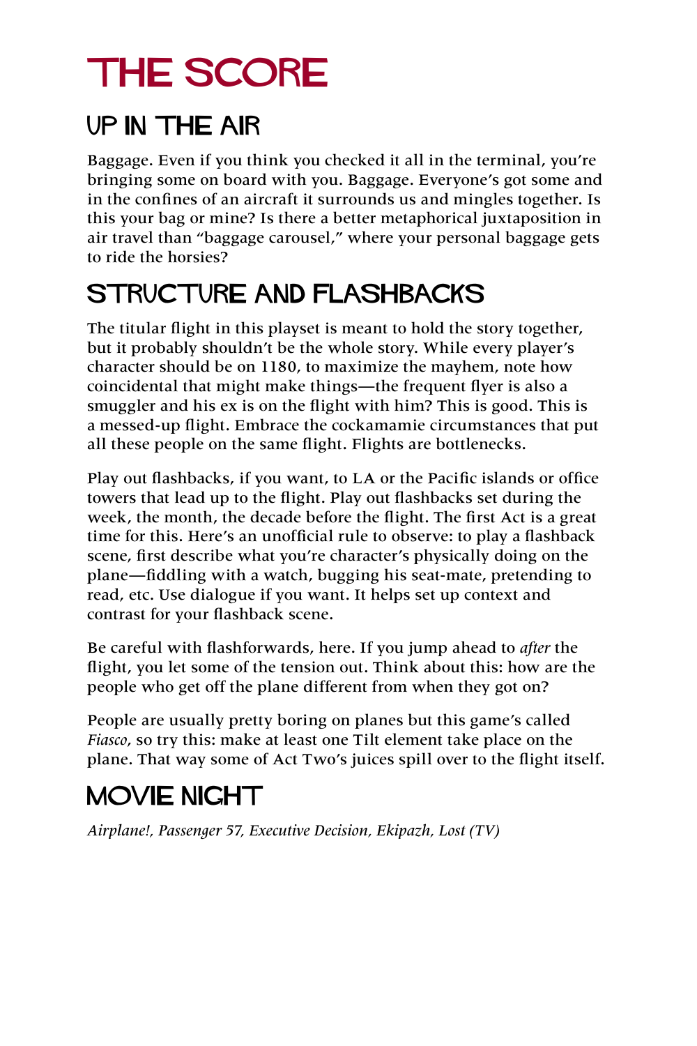# THE SCORE

## UP IN THE AIR

Baggage. Even if you think you checked it all in the terminal, you're bringing some on board with you. Baggage. Everyone's got some and in the confines of an aircraft it surrounds us and mingles together. Is this your bag or mine? Is there a better metaphorical juxtaposition in air travel than "baggage carousel," where your personal baggage gets to ride the horsies?

## STRUCTURE AND FLASHBACKS

The titular flight in this playset is meant to hold the story together, but it probably shouldn't be the whole story. While every player's character should be on 1180, to maximize the mayhem, note how coincidental that might make things—the frequent flyer is also a smuggler and his ex is on the flight with him? This is good. This is a messed-up flight. Embrace the cockamamie circumstances that put all these people on the same flight. Flights are bottlenecks.

Play out flashbacks, if you want, to LA or the Pacific islands or office towers that lead up to the flight. Play out flashbacks set during the week, the month, the decade before the flight. The first Act is a great time for this. Here's an unofficial rule to observe: to play a flashback scene, first describe what you're character's physically doing on the plane—fiddling with a watch, bugging his seat-mate, pretending to read, etc. Use dialogue if you want. It helps set up context and contrast for your flashback scene.

Be careful with flashforwards, here. If you jump ahead to *after* the flight, you let some of the tension out. Think about this: how are the people who get off the plane different from when they got on?

People are usually pretty boring on planes but this game's called *Fiasco*, so try this: make at least one Tilt element take place on the plane. That way some of Act Two's juices spill over to the flight itself.

## MOVIE NIGHT

*Airplane!, Passenger 57, Executive Decision, Ekipazh, Lost (TV)*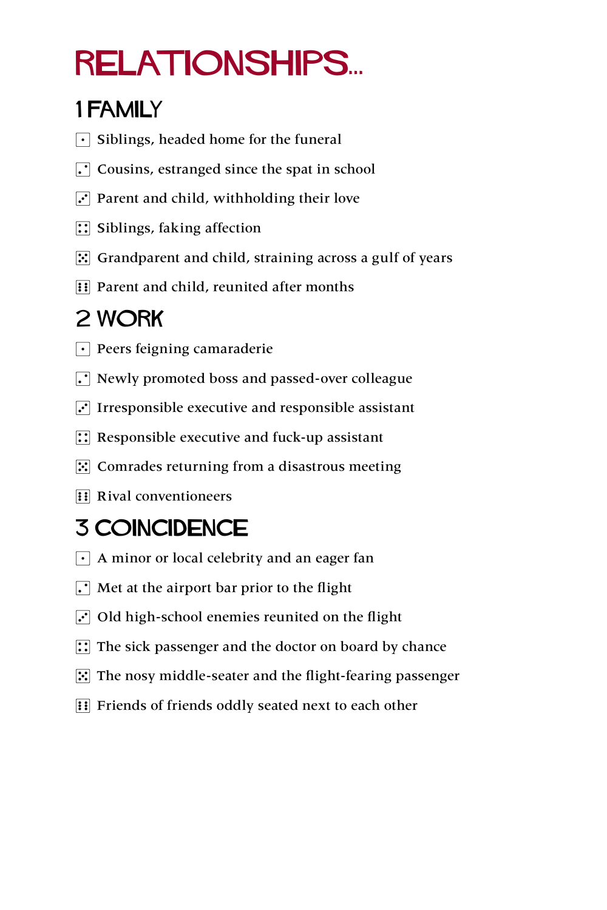# RELATIONSHIPS...

## 1 FAMILY

- ⚀ Siblings, headed home for the funeral
- ⚁ Cousins, estranged since the spat in school
- ⚂ Parent and child, withholding their love
- ⚃ Siblings, faking affection
- ⚄ Grandparent and child, straining across a gulf of years
- ⚅ Parent and child, reunited after months

## 2 WORK

- ⚀ Peers feigning camaraderie
- ⚁ Newly promoted boss and passed-over colleague
- ⚂ Irresponsible executive and responsible assistant
- ⚃ Responsible executive and fuck-up assistant
- ⚄ Comrades returning from a disastrous meeting
- ⚅ Rival conventioneers

## 3 COINCIDENCE

- ⚀ A minor or local celebrity and an eager fan
- ⚁ Met at the airport bar prior to the flight
- ⚂ Old high-school enemies reunited on the flight
- ⚃ The sick passenger and the doctor on board by chance
- ⚄ The nosy middle-seater and the flight-fearing passenger
- ⚅ Friends of friends oddly seated next to each other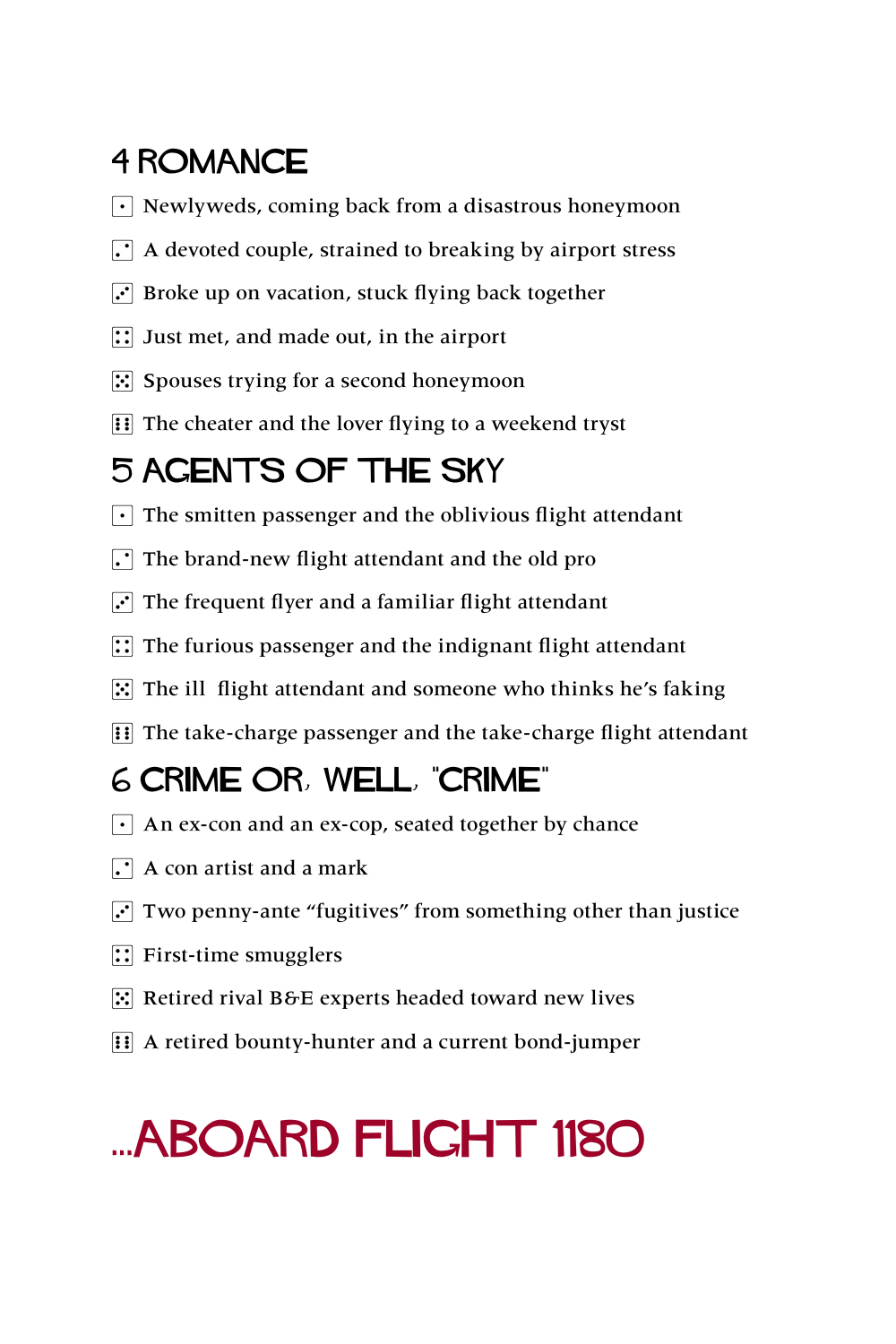## 4 ROMANCE

- ⚀ Newlyweds, coming back from a disastrous honeymoon
- ⚁ A devoted couple, strained to breaking by airport stress
- ⚂ Broke up on vacation, stuck flying back together
- ⚃ Just met, and made out, in the airport
- ⚄ Spouses trying for a second honeymoon
- ⚅ The cheater and the lover flying to a weekend tryst

## 5 AGENTS OF THE SKY

- ⚀ The smitten passenger and the oblivious flight attendant
- ⚁ The brand-new flight attendant and the old pro
- ⚂ The frequent flyer and a familiar flight attendant
- ⚃ The furious passenger and the indignant flight attendant
- ⚄ The ill flight attendant and someone who thinks he's faking
- ⚅ The take-charge passenger and the take-charge flight attendant

## 6 CRIME OR, WELL, "CRIME"

- ⚀ An ex-con and an ex-cop, seated together by chance
- ⚁ A con artist and a mark
- ⚂ Two penny-ante "fugitives" from something other than justice
- ⚃ First-time smugglers
- ⚄ Retired rival B&E experts headed toward new lives
- ⚅ A retired bounty-hunter and a current bond-jumper

# ...ABOARD FLIGHT 1180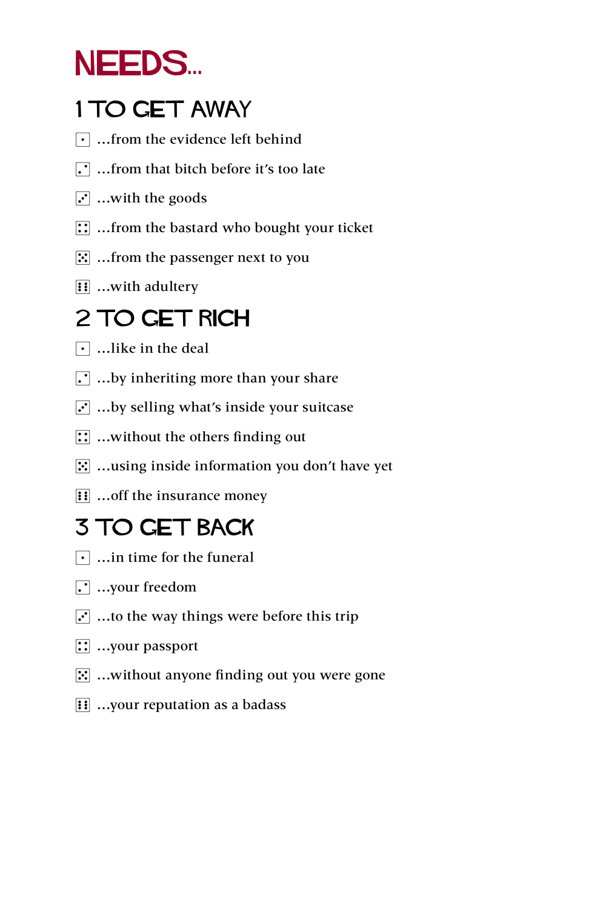# NEEDS...

## 1 TO GET AWAY

- ⚀ ...from the evidence left behind
- ⚁ ...from that bitch before it's too late
- ⚂ ...with the goods
- ⚃ ...from the bastard who bought your ticket
- ⚄ ...from the passenger next to you
- ⚅ ...with adultery

## 2 TO GET RICH

- ⚀ ...like in the deal
- ⚁ ...by inheriting more than your share
- ⚂ ...by selling what's inside your suitcase
- ⚃ ...without the others finding out
- ⚄ ...using inside information you don't have yet
- ⚅ ...off the insurance money

## 3 TO GET BACK

- ⚀ ...in time for the funeral
- ⚁ ...your freedom
- ⚂ ...to the way things were before this trip
- ⚃ ...your passport
- ⚄ ...without anyone finding out you were gone
- ⚅ ...your reputation as a badass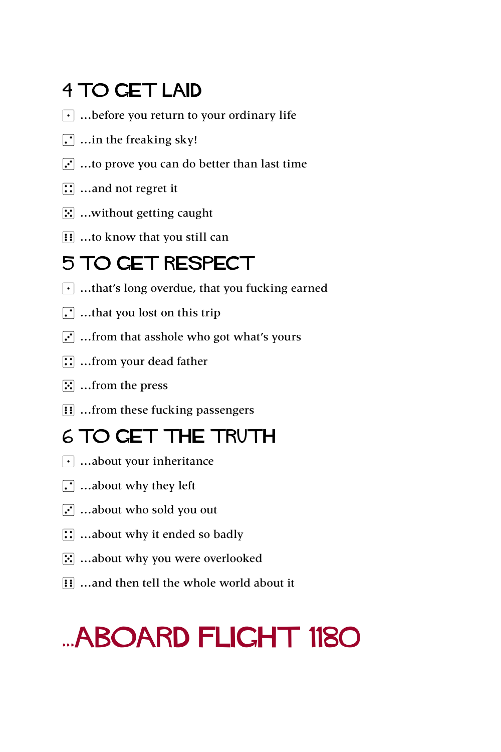## 4 TO GET LAID

- ⚀ ...before you return to your ordinary life
- ⚁ ...in the freaking sky!
- ⚂ ...to prove you can do better than last time
- ⚃ ...and not regret it
- ⚄ ...without getting caught
- ⚅ ...to know that you still can

## 5 TO GET RESPECT

- ⚀ ...that's long overdue, that you fucking earned
- ⚁ ...that you lost on this trip
- ⚂ ...from that asshole who got what's yours
- ⚃ ...from your dead father
- ⚄ ...from the press
- ⚅ ...from these fucking passengers

## 6 TO GET THE TRUTH

- ⚀ ...about your inheritance
- ⚁ ...about why they left
- ⚂ ...about who sold you out
- ⚃ ...about why it ended so badly
- ⚄ ...about why you were overlooked
- ⚅ ...and then tell the whole world about it

# ...ABOARD FLIGHT 1180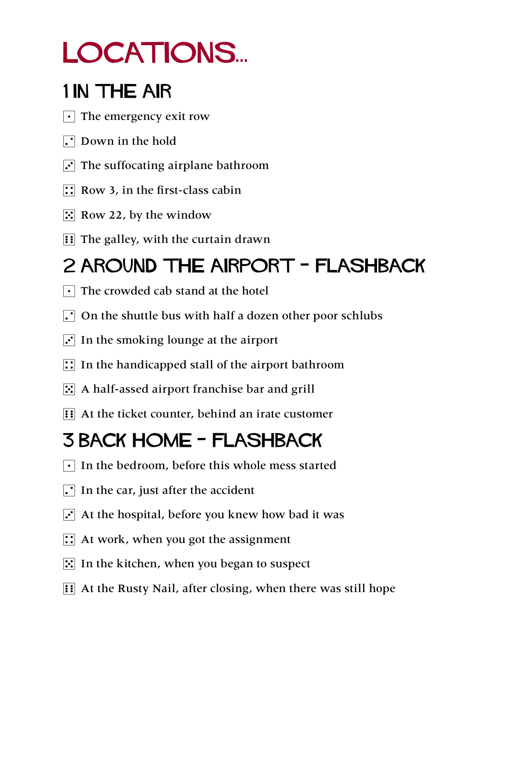# LOCATIONS...

## 1 IN THE AIR

- ⚀ The emergency exit row
- ⚁ Down in the hold
- ⚂ The suffocating airplane bathroom
- ⚃ Row 3, in the first-class cabin
- ⚄ Row 22, by the window
- ⚅ The galley, with the curtain drawn

## 2 AROUND THE AIRPORT – FLASHBACK

- ⚀ The crowded cab stand at the hotel
- ⚁ On the shuttle bus with half a dozen other poor schlubs
- ⚂ In the smoking lounge at the airport
- ⚃ In the handicapped stall of the airport bathroom
- ⚄ A half-assed airport franchise bar and grill
- ⚅ At the ticket counter, behind an irate customer

## 3 BACK HOME – FLASHBACK

- ⚀ In the bedroom, before this whole mess started
- ⚁ In the car, just after the accident
- ⚂ At the hospital, before you knew how bad it was
- ⚃ At work, when you got the assignment
- ⚄ In the kitchen, when you began to suspect
- ⚅ At the Rusty Nail, after closing, when there was still hope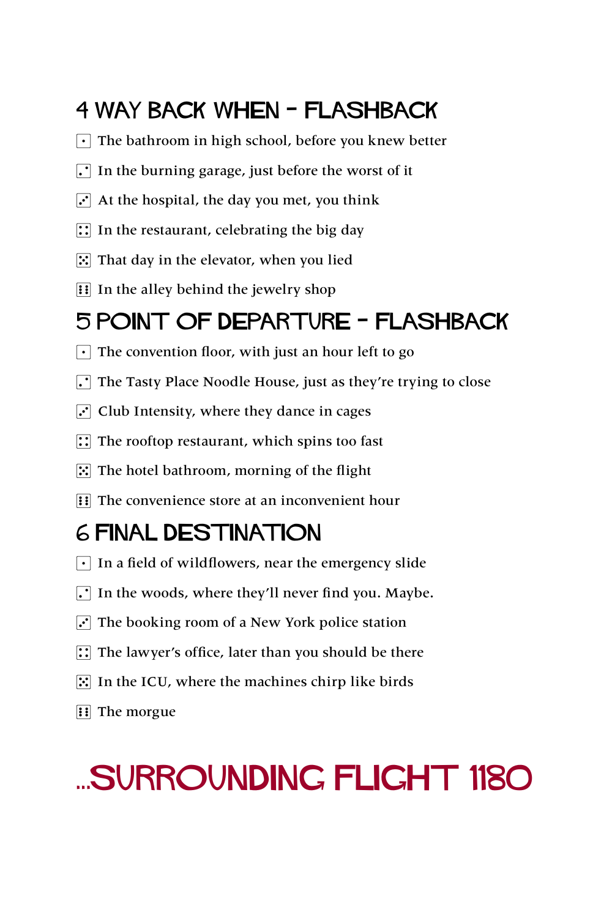## 4 WAY BACK WHEN - FLASHBACK

- ⚀ The bathroom in high school, before you knew better
- ⚁ In the burning garage, just before the worst of it
- ⚂ At the hospital, the day you met, you think
- ⚃ In the restaurant, celebrating the big day
- ⚄ That day in the elevator, when you lied
- ⚅ In the alley behind the jewelry shop

## 5 POINT OF DEPARTURE - FLASHBACK

- ⚀ The convention floor, with just an hour left to go
- ⚁ The Tasty Place Noodle House, just as they're trying to close
- ⚂ Club Intensity, where they dance in cages
- ⚃ The rooftop restaurant, which spins too fast
- ⚄ The hotel bathroom, morning of the flight
- ⚅ The convenience store at an inconvenient hour

## 6 FINAL DESTINATION

- ⚀ In a field of wildflowers, near the emergency slide
- ⚁ In the woods, where they'll never find you. Maybe.
- ⚂ The booking room of a New York police station
- ⚃ The lawyer's office, later than you should be there
- ⚄ In the ICU, where the machines chirp like birds
- ⚅ The morgue

# ...SURROUNDING FLIGHT 1180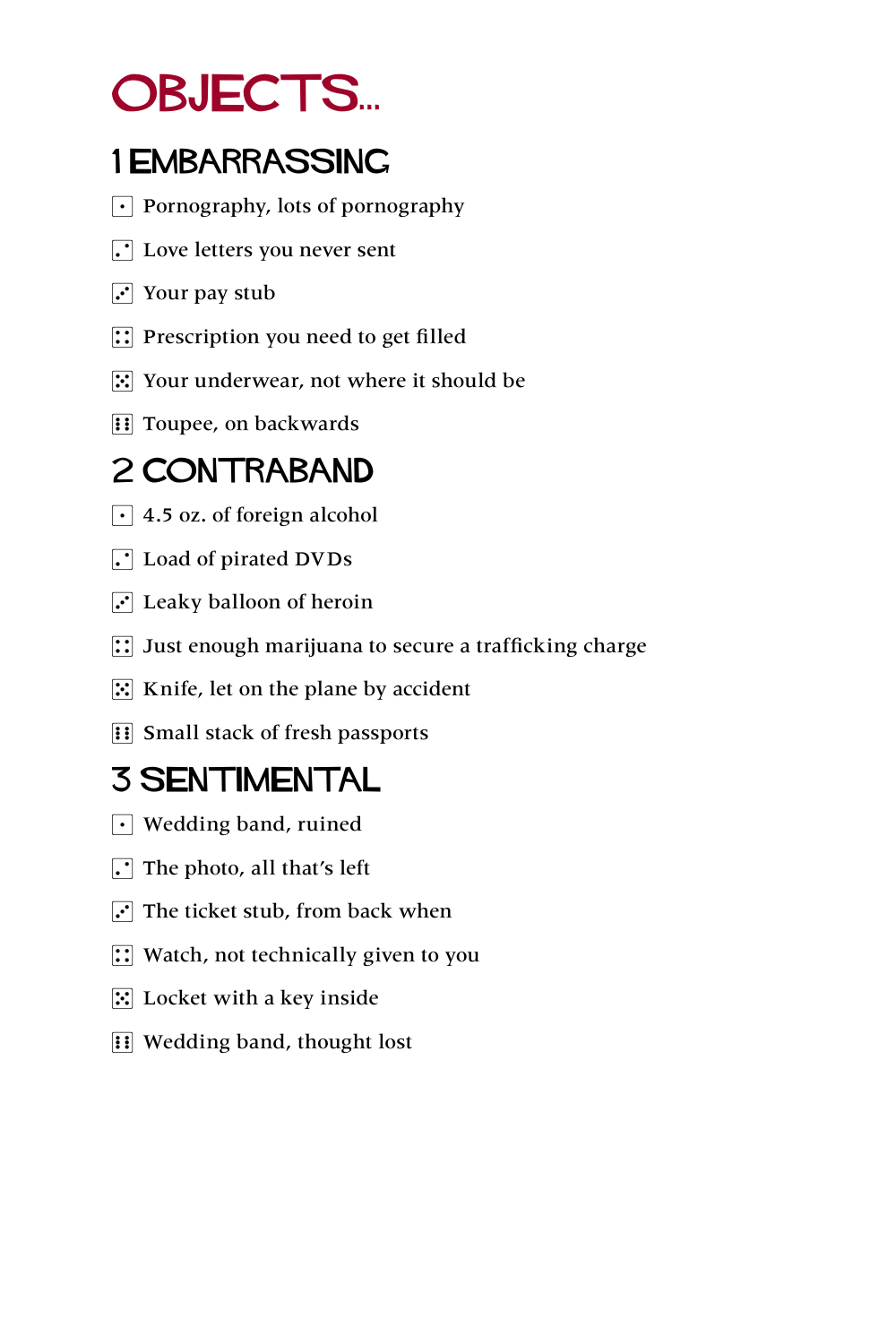# OBJECTS...

## 1 EMBARRASSING

- ⚀ Pornography, lots of pornography
- ⚁ Love letters you never sent
- ⚂ Your pay stub
- ⚃ Prescription you need to get filled
- ⚄ Your underwear, not where it should be
- ⚅ Toupee, on backwards

## 2 CONTRABAND

- ⚀ 4.5 oz. of foreign alcohol
- ⚁ Load of pirated DVDs
- ⚂ Leaky balloon of heroin
- ⚃ Just enough marijuana to secure a trafficking charge
- ⚄ Knife, let on the plane by accident
- ⚅ Small stack of fresh passports

## 3 SENTIMENTAL

- ⚀ Wedding band, ruined
- ⚁ The photo, all that's left
- ⚂ The ticket stub, from back when
- ⚃ Watch, not technically given to you
- ⚄ Locket with a key inside
- ⚅ Wedding band, thought lost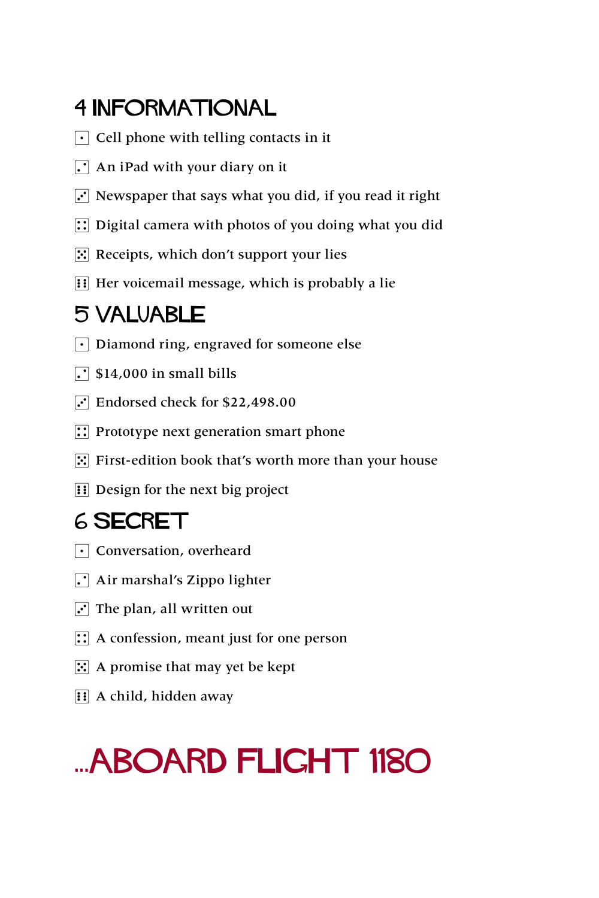## 4 INFORMATIONAL

- ⚀ Cell phone with telling contacts in it
- ⚁ An iPad with your diary on it
- ⚂ Newspaper that says what you did, if you read it right
- ⚃ Digital camera with photos of you doing what you did
- ⚄ Receipts, which don't support your lies
- ⚅ Her voicemail message, which is probably a lie

## 5 VALUABLE

- ⚀ Diamond ring, engraved for someone else
- ⚁ $14,000 in small bills
- ⚂ Endorsed check for $22,498.00
- ⚃ Prototype next generation smart phone
- ⚄ First-edition book that's worth more than your house
- ⚅ Design for the next big project

## 6 SECRET

- ⚀ Conversation, overheard
- ⚁ Air marshal's Zippo lighter
- ⚂ The plan, all written out
- ⚃ A confession, meant just for one person
- ⚄ A promise that may yet be kept
- ⚅ A child, hidden away

# ...ABOARD FLIGHT 1180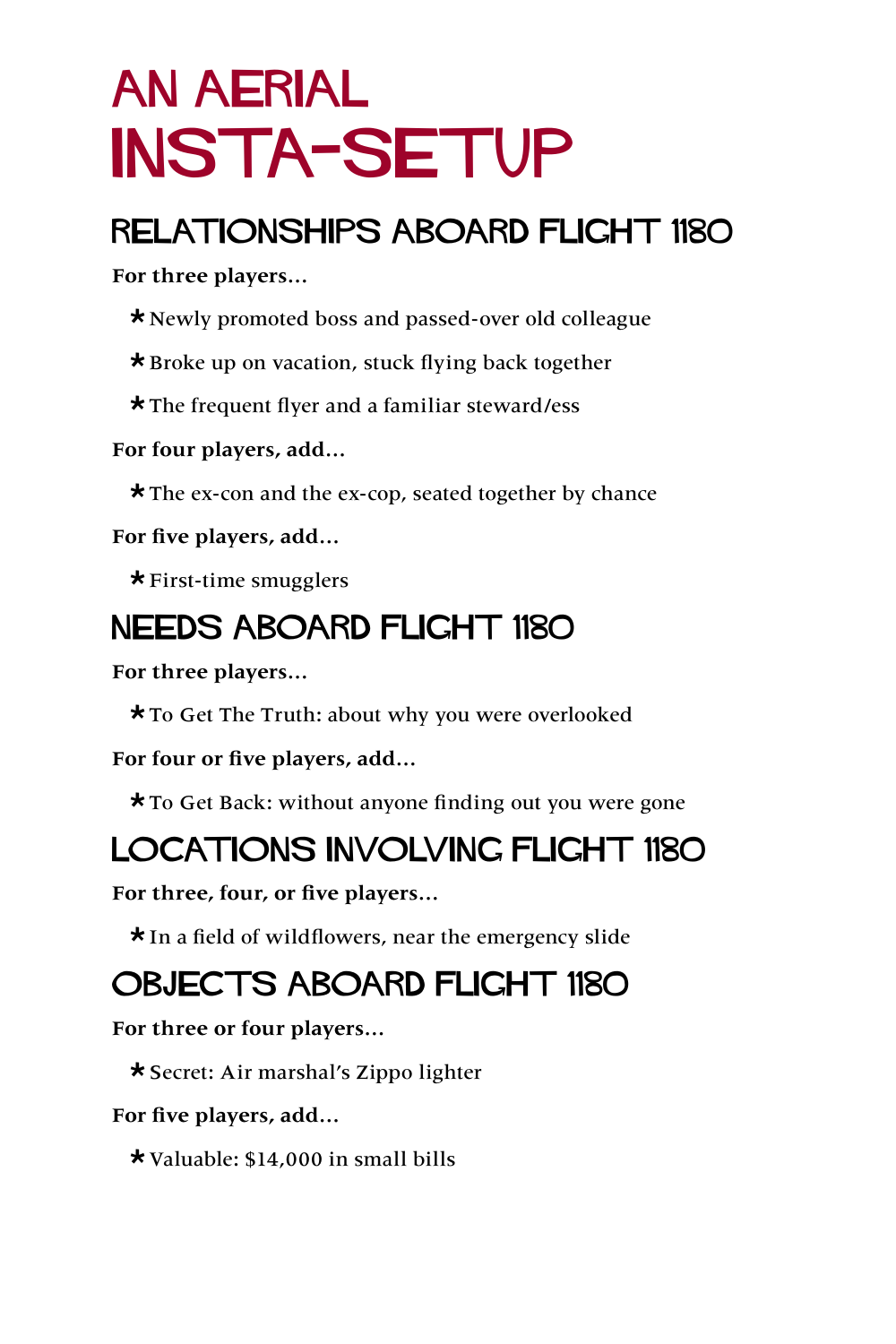# AN AERIAL INSTA-SETUP

## RELATIONSHIPS ABOARD FLIGHT 1180

**For three players…**

* Newly promoted boss and passed-over old colleague
* Broke up on vacation, stuck flying back together
* The frequent flyer and a familiar steward/ess

**For four players, add…**

* The ex-con and the ex-cop, seated together by chance

**For five players, add…**

* First-time smugglers

## NEEDS ABOARD FLIGHT 1180

**For three players…**

* To Get The Truth: about why you were overlooked

**For four or five players, add…**

* To Get Back: without anyone finding out you were gone

## LOCATIONS INVOLVING FLIGHT 1180

**For three, four, or five players…**

* In a field of wildflowers, near the emergency slide

## OBJECTS ABOARD FLIGHT 1180

**For three or four players…**

* Secret: Air marshal's Zippo lighter

**For five players, add…**

* Valuable: $14,000 in small bills